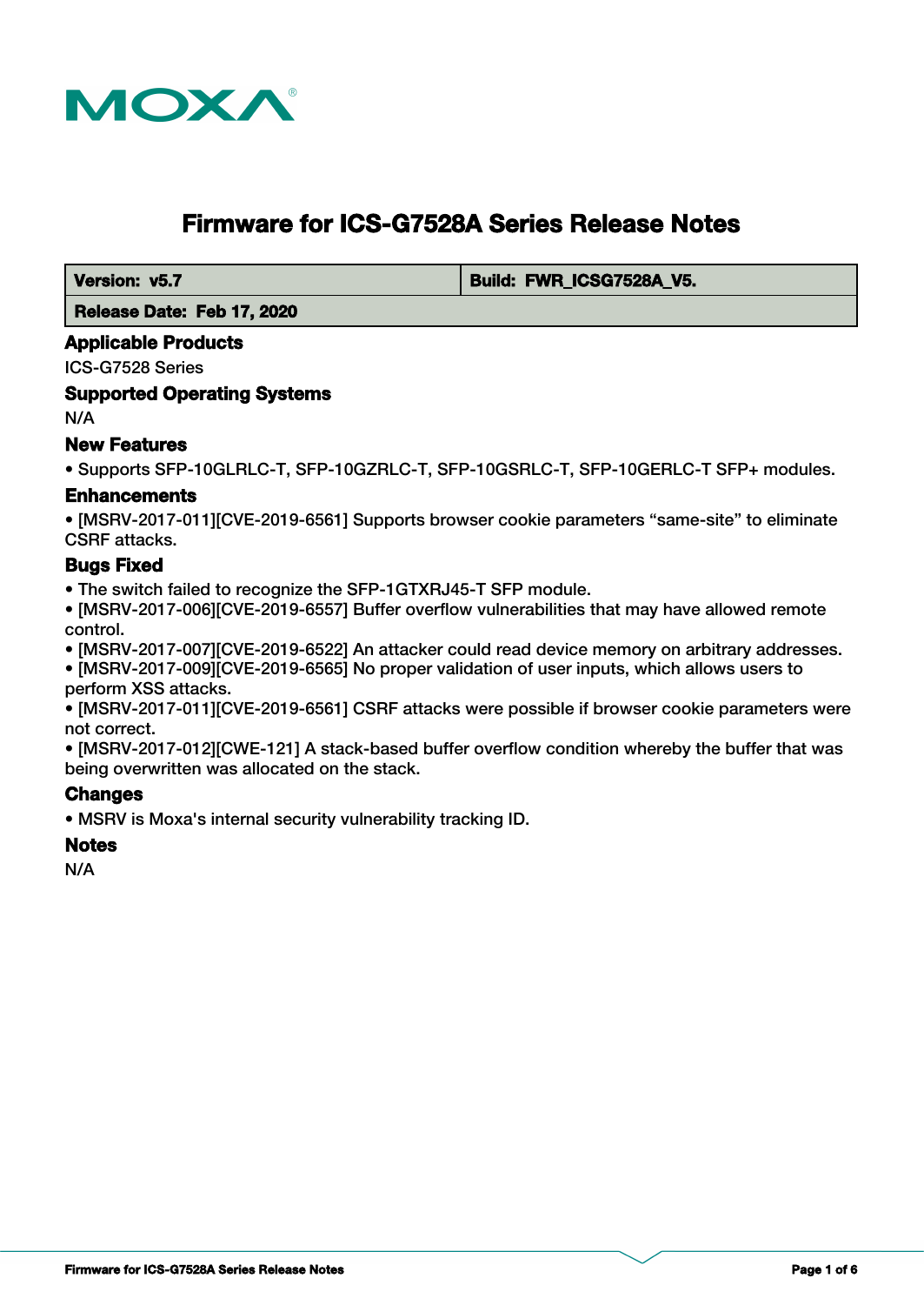# Firmware for ICS-G7528A Series Release Notes

| Version: v5.7 | Build: FWR_ICSG7528A_V5. |
| --- | --- |
| Release Date: Feb 17, 2020 | |

## Applicable Products

ICS-G7528 Series

## Supported Operating Systems

N/A

## New Features

- Supports SFP-10GLRLC-T, SFP-10GZRLC-T, SFP-10GSRLC-T, SFP-10GERLC-T SFP+ modules.

## Enhancements

- [MSRV-2017-011][CVE-2019-6561] Supports browser cookie parameters “same-site” to eliminate CSRF attacks.

## Bugs Fixed

- The switch failed to recognize the SFP-1GTXRJ45-T SFP module.
- [MSRV-2017-006][CVE-2019-6557] Buffer overflow vulnerabilities that may have allowed remote control.
- [MSRV-2017-007][CVE-2019-6522] An attacker could read device memory on arbitrary addresses.
- [MSRV-2017-009][CVE-2019-6565] No proper validation of user inputs, which allows users to perform XSS attacks.
- [MSRV-2017-011][CVE-2019-6561] CSRF attacks were possible if browser cookie parameters were not correct.
- [MSRV-2017-012][CWE-121] A stack-based buffer overflow condition whereby the buffer that was being overwritten was allocated on the stack.

## Changes

- MSRV is Moxa's internal security vulnerability tracking ID.

## Notes

N/A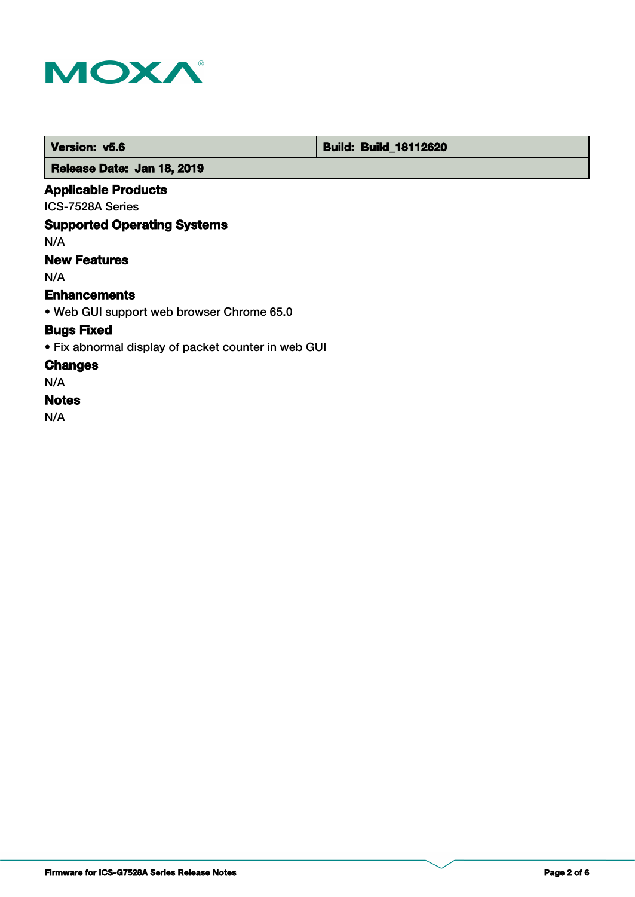| Version: v5.6 | Build: Build_18112620 |
|---|---|
| Release Date: Jan 18, 2019 | |

## Applicable Products

ICS-7528A Series

## Supported Operating Systems

N/A

## New Features

N/A

## Enhancements

- Web GUI support web browser Chrome 65.0

## Bugs Fixed

- Fix abnormal display of packet counter in web GUI

## Changes

N/A

## Notes

N/A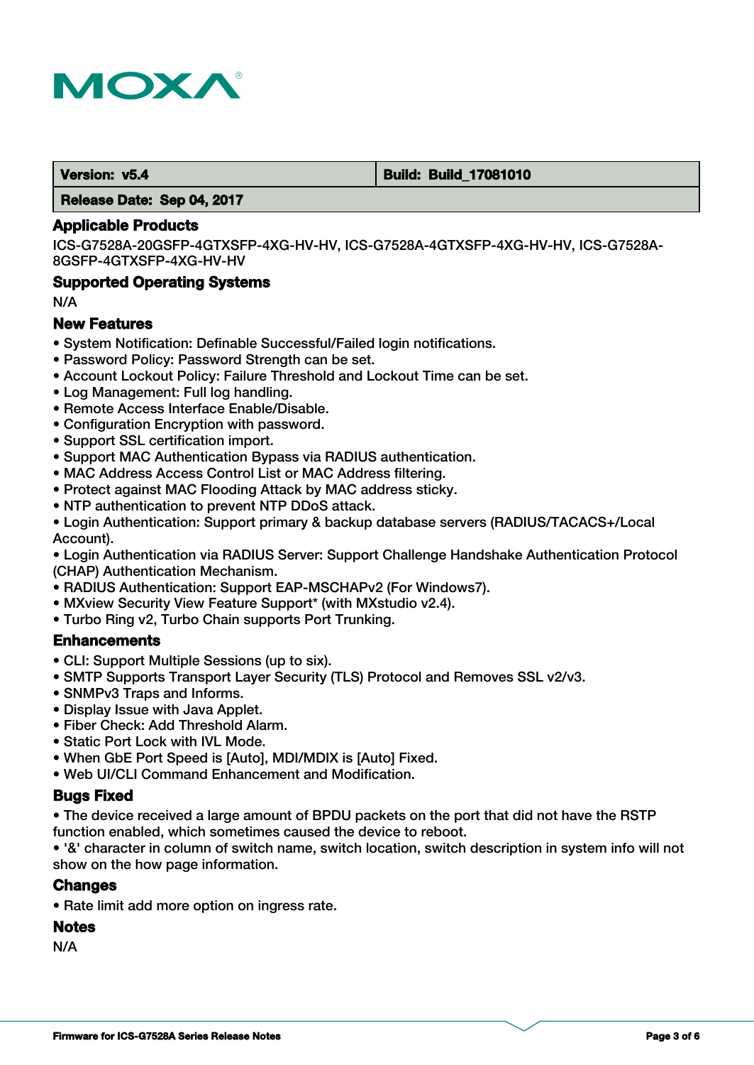| **Version: v5.4** | **Build: Build_17081010** |
| --- | --- |
| **Release Date: Sep 04, 2017** | |

## Applicable Products

ICS-G7528A-20GSFP-4GTXSFP-4XG-HV-HV, ICS-G7528A-4GTXSFP-4XG-HV-HV, ICS-G7528A-8GSFP-4GTXSFP-4XG-HV-HV

## Supported Operating Systems

N/A

## New Features

- System Notification: Definable Successful/Failed login notifications.
- Password Policy: Password Strength can be set.
- Account Lockout Policy: Failure Threshold and Lockout Time can be set.
- Log Management: Full log handling.
- Remote Access Interface Enable/Disable.
- Configuration Encryption with password.
- Support SSL certification import.
- Support MAC Authentication Bypass via RADIUS authentication.
- MAC Address Access Control List or MAC Address filtering.
- Protect against MAC Flooding Attack by MAC address sticky.
- NTP authentication to prevent NTP DDoS attack.
- Login Authentication: Support primary & backup database servers (RADIUS/TACACS+/Local Account).
- Login Authentication via RADIUS Server: Support Challenge Handshake Authentication Protocol (CHAP) Authentication Mechanism.
- RADIUS Authentication: Support EAP-MSCHAPv2 (For Windows7).
- MXview Security View Feature Support* (with MXstudio v2.4).
- Turbo Ring v2, Turbo Chain supports Port Trunking.

## Enhancements

- CLI: Support Multiple Sessions (up to six).
- SMTP Supports Transport Layer Security (TLS) Protocol and Removes SSL v2/v3.
- SNMPv3 Traps and Informs.
- Display Issue with Java Applet.
- Fiber Check: Add Threshold Alarm.
- Static Port Lock with IVL Mode.
- When GbE Port Speed is [Auto], MDI/MDIX is [Auto] Fixed.
- Web UI/CLI Command Enhancement and Modification.

## Bugs Fixed

- The device received a large amount of BPDU packets on the port that did not have the RSTP function enabled, which sometimes caused the device to reboot.
- '&' character in column of switch name, switch location, switch description in system info will not show on the how page information.

## Changes

- Rate limit add more option on ingress rate.

## Notes

N/A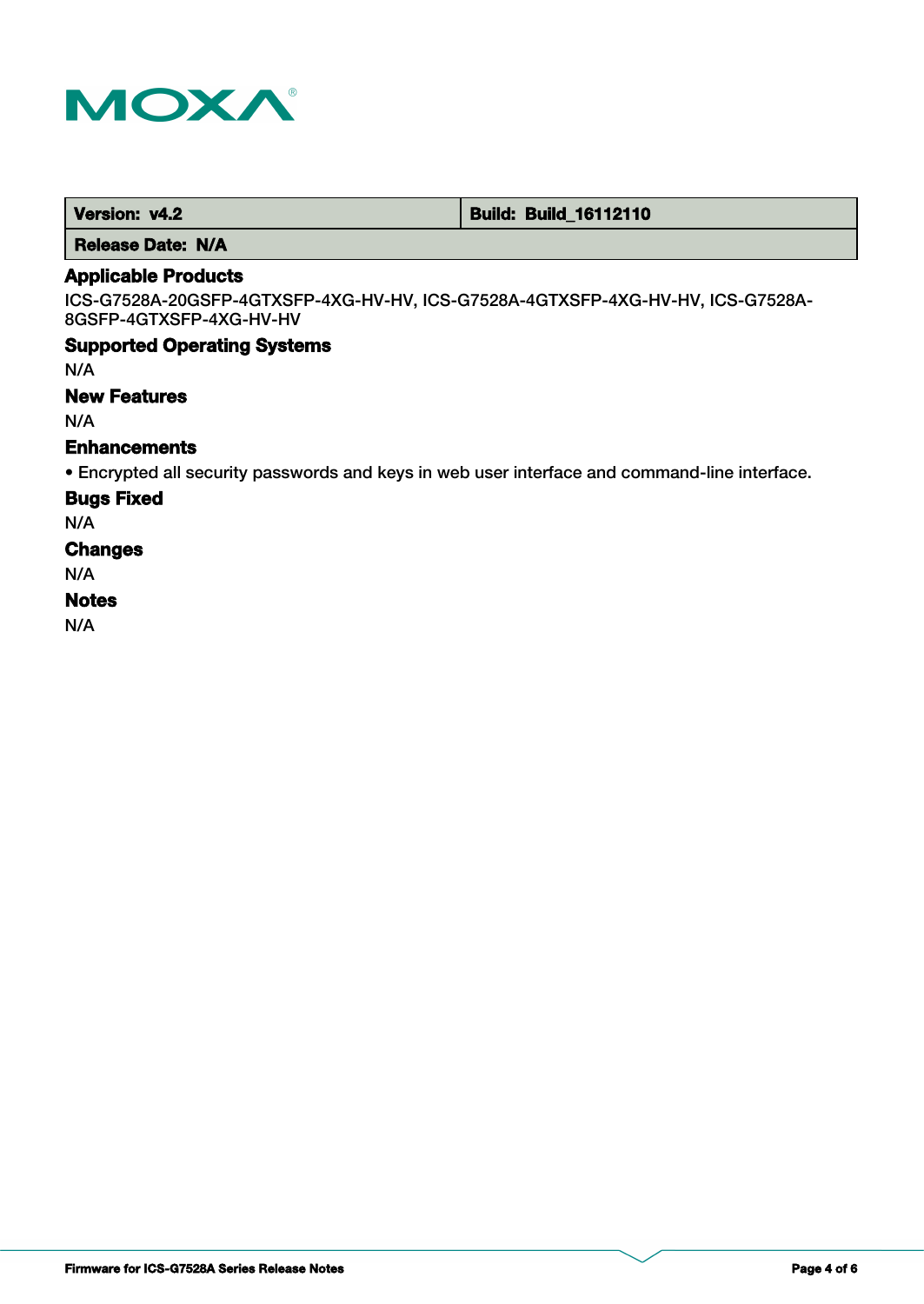| Version: v4.2 | Build: Build_16112110 |
| --- | --- |
| Release Date: N/A | |

### Applicable Products

ICS-G7528A-20GSFP-4GTXSFP-4XG-HV-HV, ICS-G7528A-4GTXSFP-4XG-HV-HV, ICS-G7528A-8GSFP-4GTXSFP-4XG-HV-HV

### Supported Operating Systems

N/A

### New Features

N/A

### Enhancements

- Encrypted all security passwords and keys in web user interface and command-line interface.

### Bugs Fixed

N/A

### Changes

N/A

### Notes

N/A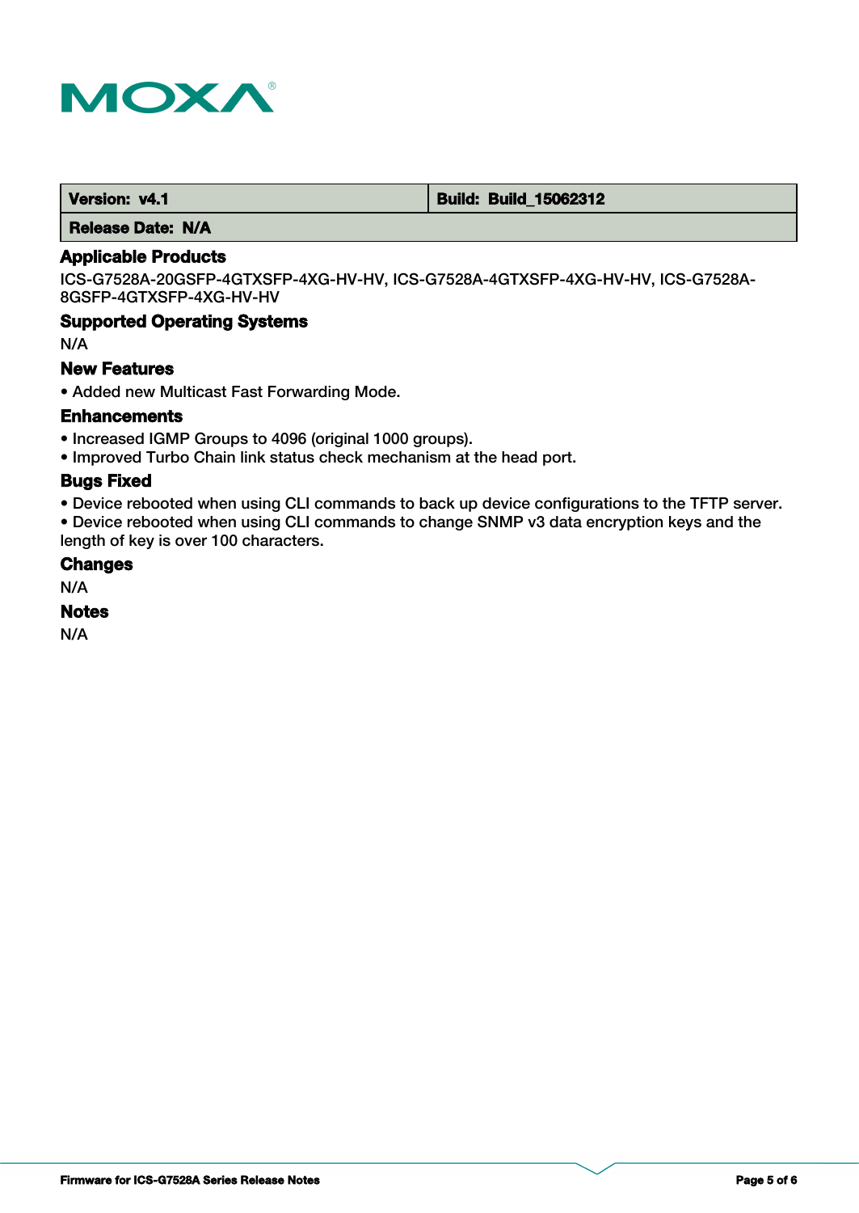| Version: v4.1 | Build: Build_15062312 |
| --- | --- |
| Release Date: N/A | |

### Applicable Products

ICS-G7528A-20GSFP-4GTXSFP-4XG-HV-HV, ICS-G7528A-4GTXSFP-4XG-HV-HV, ICS-G7528A-8GSFP-4GTXSFP-4XG-HV-HV

### Supported Operating Systems

N/A

### New Features

- Added new Multicast Fast Forwarding Mode.

### Enhancements

- Increased IGMP Groups to 4096 (original 1000 groups).
- Improved Turbo Chain link status check mechanism at the head port.

### Bugs Fixed

- Device rebooted when using CLI commands to back up device configurations to the TFTP server.
- Device rebooted when using CLI commands to change SNMP v3 data encryption keys and the length of key is over 100 characters.

### Changes

N/A

### Notes

N/A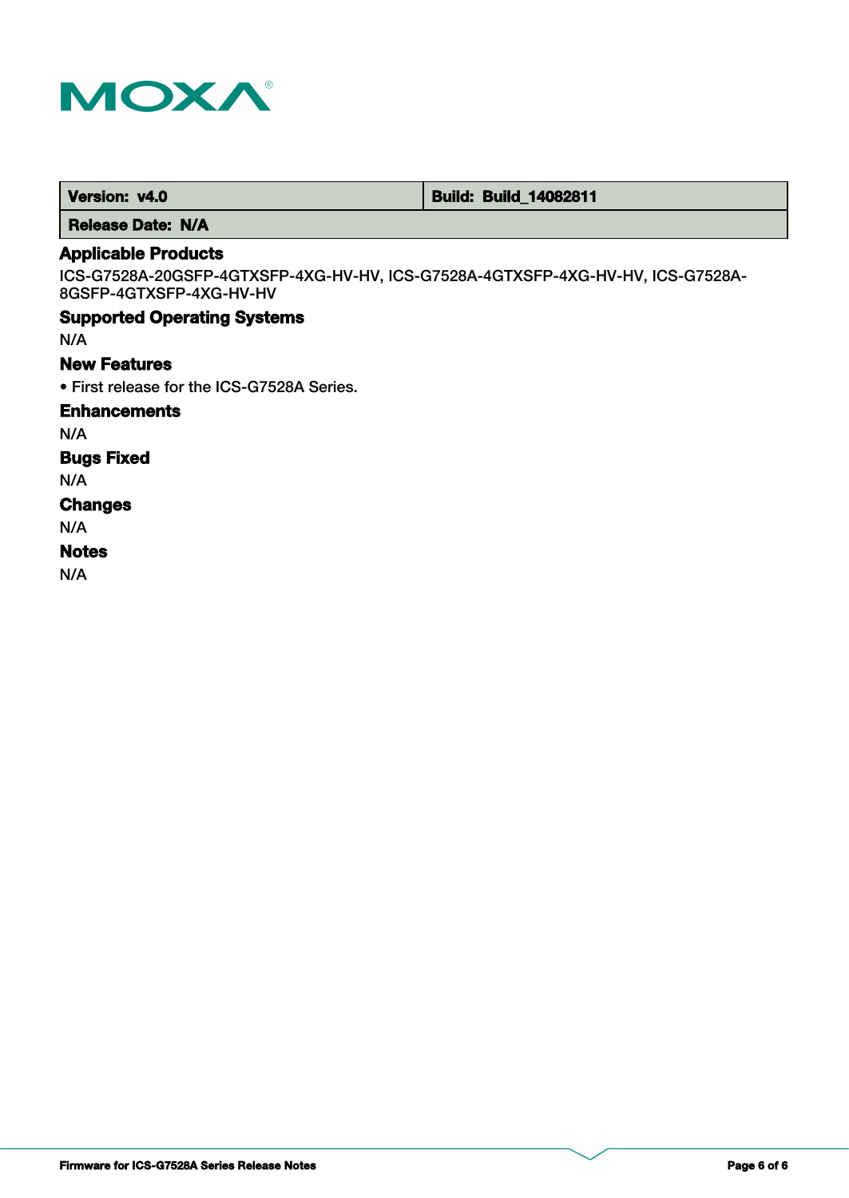| | |
|---|---|
| **Version: v4.0** | **Build: Build_14082811** |
| **Release Date: N/A** | |

### Applicable Products

ICS-G7528A-20GSFP-4GTXSFP-4XG-HV-HV, ICS-G7528A-4GTXSFP-4XG-HV-HV, ICS-G7528A-8GSFP-4GTXSFP-4XG-HV-HV

### Supported Operating Systems

N/A

### New Features

- First release for the ICS-G7528A Series.

### Enhancements

N/A

### Bugs Fixed

N/A

### Changes

N/A

### Notes

N/A